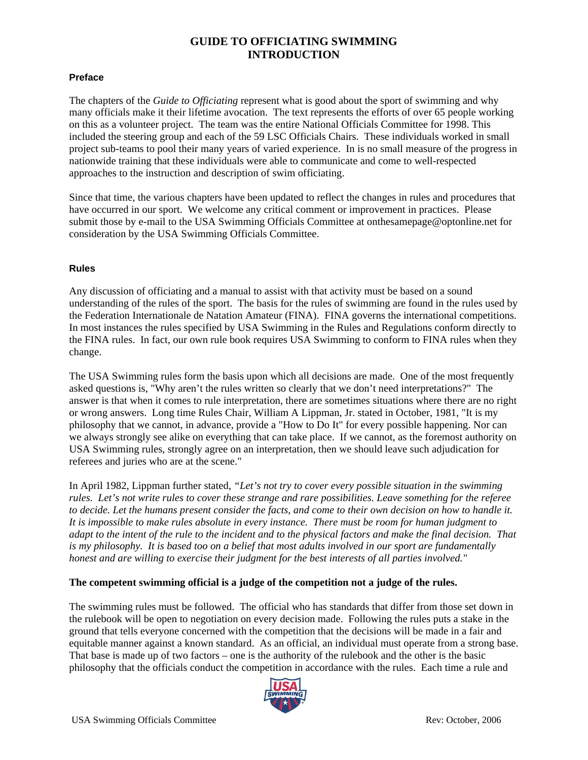# GUIDE TO OFFICIATING SWIMMING
# INTRODUCTION

## Preface

The chapters of the *Guide to Officiating* represent what is good about the sport of swimming and why many officials make it their lifetime avocation. The text represents the efforts of over 65 people working on this as a volunteer project. The team was the entire National Officials Committee for 1998. This included the steering group and each of the 59 LSC Officials Chairs. These individuals worked in small project sub-teams to pool their many years of varied experience. In is no small measure of the progress in nationwide training that these individuals were able to communicate and come to well-respected approaches to the instruction and description of swim officiating.

Since that time, the various chapters have been updated to reflect the changes in rules and procedures that have occurred in our sport. We welcome any critical comment or improvement in practices. Please submit those by e-mail to the USA Swimming Officials Committee at onthesamepage@optonline.net for consideration by the USA Swimming Officials Committee.

## Rules

Any discussion of officiating and a manual to assist with that activity must be based on a sound understanding of the rules of the sport. The basis for the rules of swimming are found in the rules used by the Federation Internationale de Natation Amateur (FINA). FINA governs the international competitions. In most instances the rules specified by USA Swimming in the Rules and Regulations conform directly to the FINA rules. In fact, our own rule book requires USA Swimming to conform to FINA rules when they change.

The USA Swimming rules form the basis upon which all decisions are made. One of the most frequently asked questions is, "Why aren't the rules written so clearly that we don't need interpretations?" The answer is that when it comes to rule interpretation, there are sometimes situations where there are no right or wrong answers. Long time Rules Chair, William A Lippman, Jr. stated in October, 1981, "It is my philosophy that we cannot, in advance, provide a "How to Do It" for every possible happening. Nor can we always strongly see alike on everything that can take place. If we cannot, as the foremost authority on USA Swimming rules, strongly agree on an interpretation, then we should leave such adjudication for referees and juries who are at the scene."

In April 1982, Lippman further stated, *"Let's not try to cover every possible situation in the swimming rules. Let's not write rules to cover these strange and rare possibilities. Leave something for the referee to decide. Let the humans present consider the facts, and come to their own decision on how to handle it. It is impossible to make rules absolute in every instance. There must be room for human judgment to adapt to the intent of the rule to the incident and to the physical factors and make the final decision. That is my philosophy. It is based too on a belief that most adults involved in our sport are fundamentally honest and are willing to exercise their judgment for the best interests of all parties involved."*

**The competent swimming official is a judge of the competition not a judge of the rules.**

The swimming rules must be followed. The official who has standards that differ from those set down in the rulebook will be open to negotiation on every decision made. Following the rules puts a stake in the ground that tells everyone concerned with the competition that the decisions will be made in a fair and equitable manner against a known standard. As an official, an individual must operate from a strong base. That base is made up of two factors – one is the authority of the rulebook and the other is the basic philosophy that the officials conduct the competition in accordance with the rules. Each time a rule and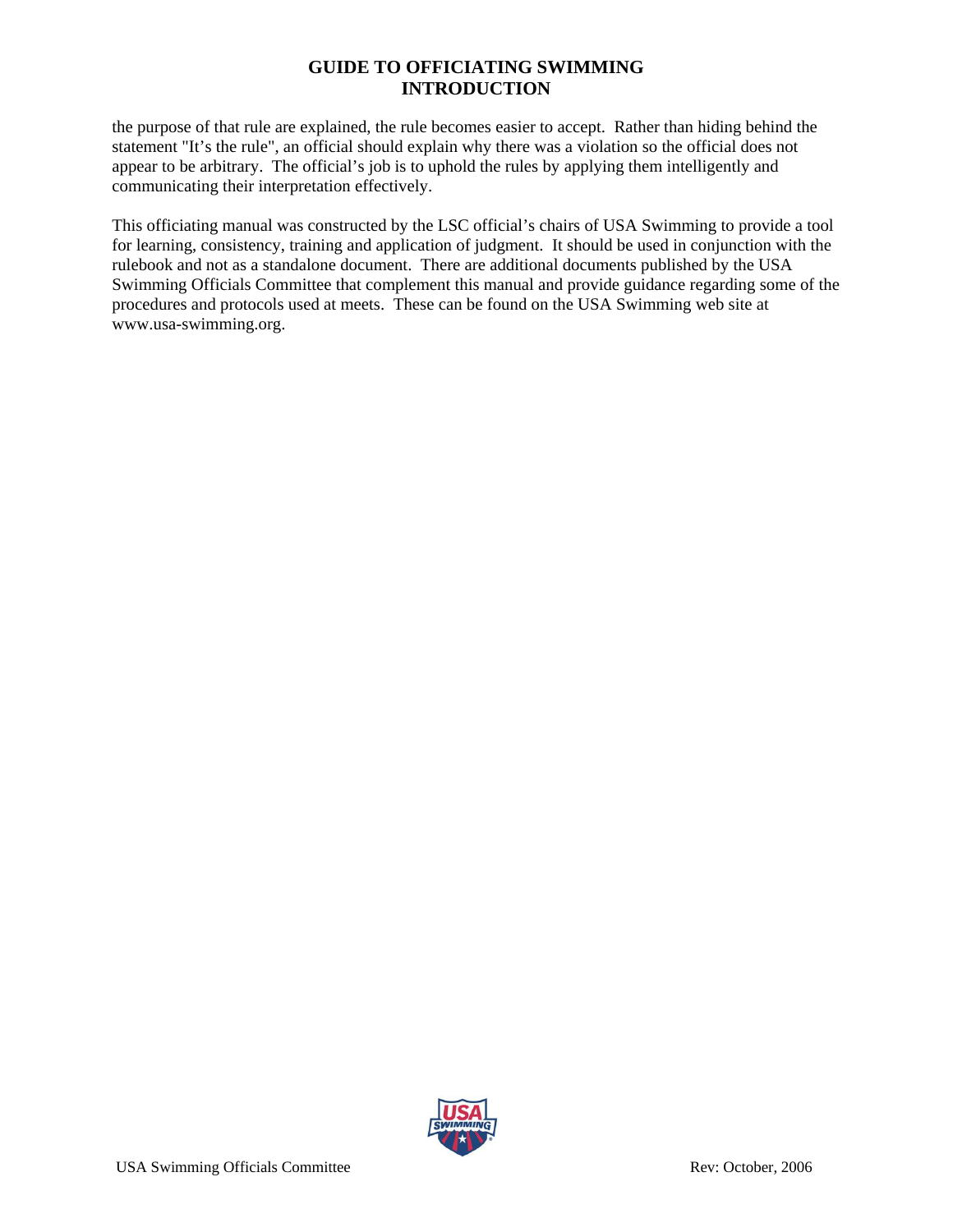the purpose of that rule are explained, the rule becomes easier to accept. Rather than hiding behind the statement "It's the rule", an official should explain why there was a violation so the official does not appear to be arbitrary. The official's job is to uphold the rules by applying them intelligently and communicating their interpretation effectively.

This officiating manual was constructed by the LSC official's chairs of USA Swimming to provide a tool for learning, consistency, training and application of judgment. It should be used in conjunction with the rulebook and not as a standalone document. There are additional documents published by the USA Swimming Officials Committee that complement this manual and provide guidance regarding some of the procedures and protocols used at meets. These can be found on the USA Swimming web site at www.usa-swimming.org.